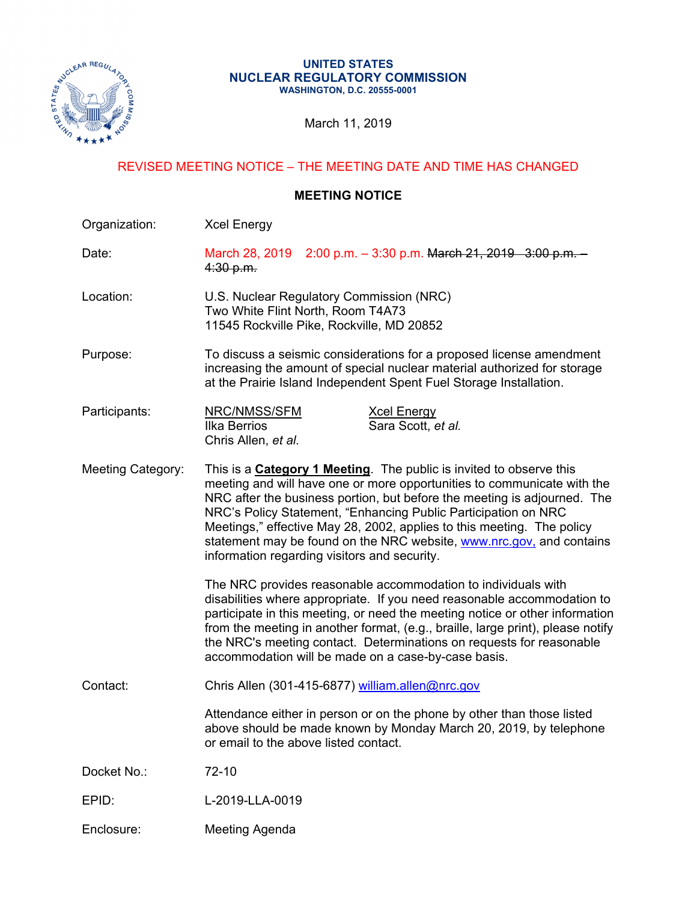**UNITED STATES**
**NUCLEAR REGULATORY COMMISSION**
**WASHINGTON, D.C. 20555-0001**

March 11, 2019

REVISED MEETING NOTICE – THE MEETING DATE AND TIME HAS CHANGED

# MEETING NOTICE

**Organization:** Xcel Energy

**Date:** March 28, 2019 2:00 p.m. – 3:30 p.m. ~~March 21, 2019 3:00 p.m. – 4:30 p.m.~~

**Location:** U.S. Nuclear Regulatory Commission (NRC)
Two White Flint North, Room T4A73
11545 Rockville Pike, Rockville, MD 20852

**Purpose:** To discuss a seismic considerations for a proposed license amendment increasing the amount of special nuclear material authorized for storage at the Prairie Island Independent Spent Fuel Storage Installation.

**Participants:**

| NRC/NMSS/SFM | Xcel Energy |
|---|---|
| Ilka Berrios | Sara Scott, *et al.* |
| Chris Allen, *et al.* | |

**Meeting Category:** This is a **Category 1 Meeting**. The public is invited to observe this meeting and will have one or more opportunities to communicate with the NRC after the business portion, but before the meeting is adjourned. The NRC's Policy Statement, "Enhancing Public Participation on NRC Meetings," effective May 28, 2002, applies to this meeting. The policy statement may be found on the NRC website, www.nrc.gov, and contains information regarding visitors and security.

The NRC provides reasonable accommodation to individuals with disabilities where appropriate. If you need reasonable accommodation to participate in this meeting, or need the meeting notice or other information from the meeting in another format, (e.g., braille, large print), please notify the NRC's meeting contact. Determinations on requests for reasonable accommodation will be made on a case-by-case basis.

**Contact:** Chris Allen (301-415-6877) william.allen@nrc.gov

Attendance either in person or on the phone by other than those listed above should be made known by Monday March 20, 2019, by telephone or email to the above listed contact.

**Docket No.:** 72-10

**EPID:** L-2019-LLA-0019

**Enclosure:** Meeting Agenda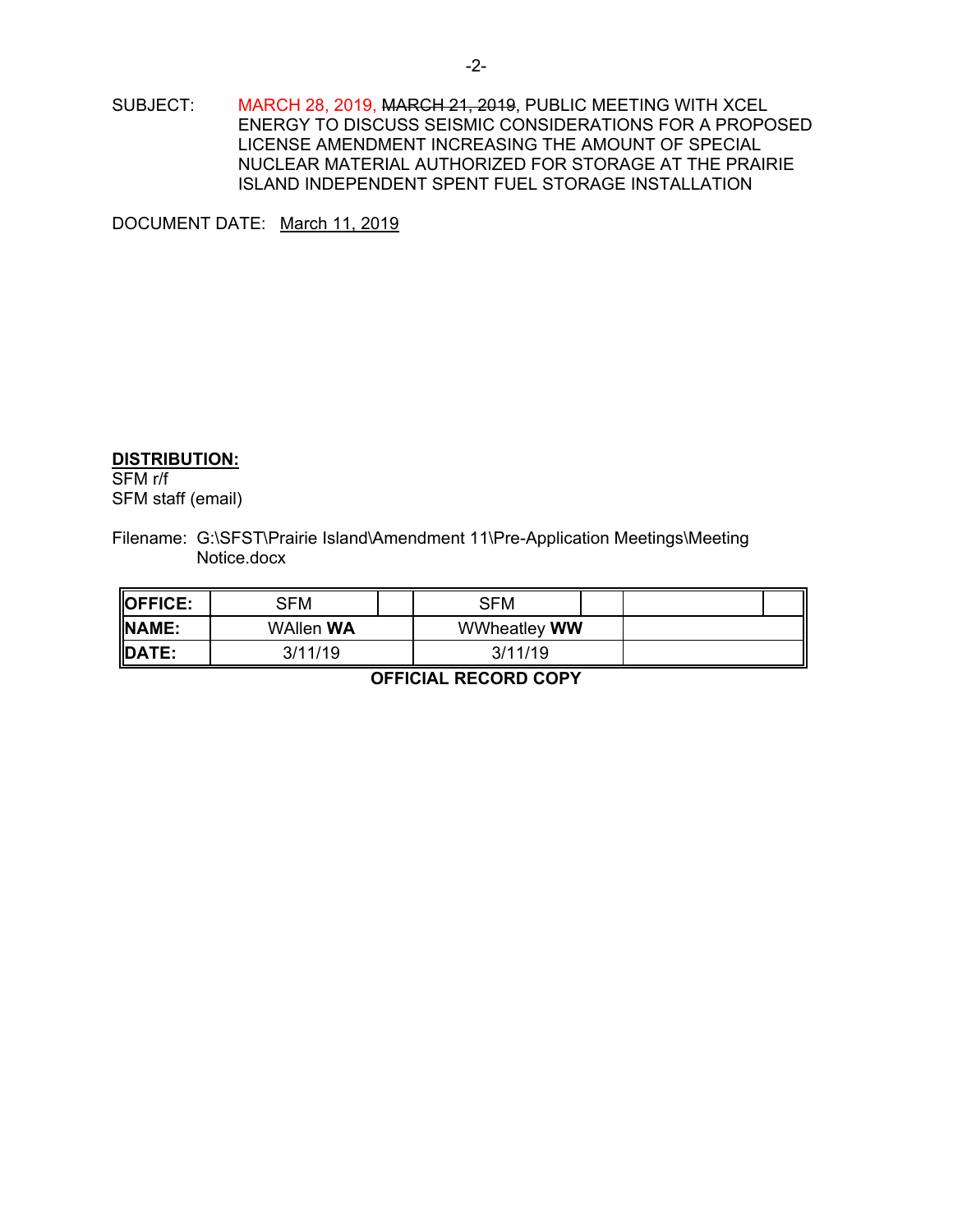SUBJECT: MARCH 28, 2019, ~~MARCH 21, 2019~~, PUBLIC MEETING WITH XCEL ENERGY TO DISCUSS SEISMIC CONSIDERATIONS FOR A PROPOSED LICENSE AMENDMENT INCREASING THE AMOUNT OF SPECIAL NUCLEAR MATERIAL AUTHORIZED FOR STORAGE AT THE PRAIRIE ISLAND INDEPENDENT SPENT FUEL STORAGE INSTALLATION

DOCUMENT DATE: March 11, 2019

**DISTRIBUTION:**
SFM r/f
SFM staff (email)

Filename: G:\SFST\Prairie Island\Amendment 11\Pre-Application Meetings\Meeting Notice.docx

| **OFFICE:** | SFM | SFM | |
|---|---|---|---|
| **NAME:** | WAllen **WA** | WWheatley **WW** | |
| **DATE:** | 3/11/19 | 3/11/19 | |

**OFFICIAL RECORD COPY**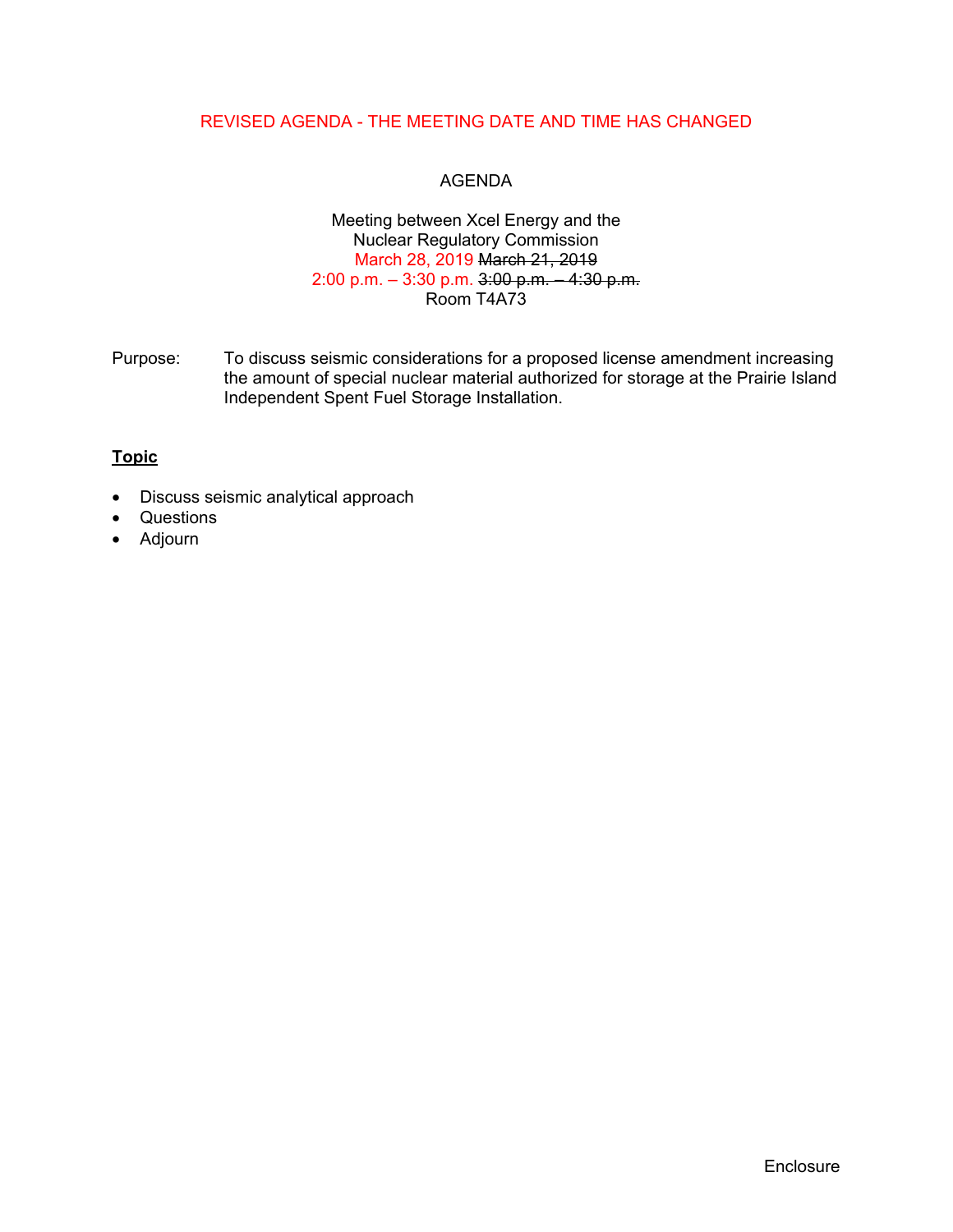REVISED AGENDA - THE MEETING DATE AND TIME HAS CHANGED

AGENDA

Meeting between Xcel Energy and the
Nuclear Regulatory Commission
March 28, 2019 ~~March 21, 2019~~
2:00 p.m. – 3:30 p.m. ~~3:00 p.m. – 4:30 p.m.~~
Room T4A73

Purpose: To discuss seismic considerations for a proposed license amendment increasing the amount of special nuclear material authorized for storage at the Prairie Island Independent Spent Fuel Storage Installation.

**Topic**

- Discuss seismic analytical approach
- Questions
- Adjourn

Enclosure